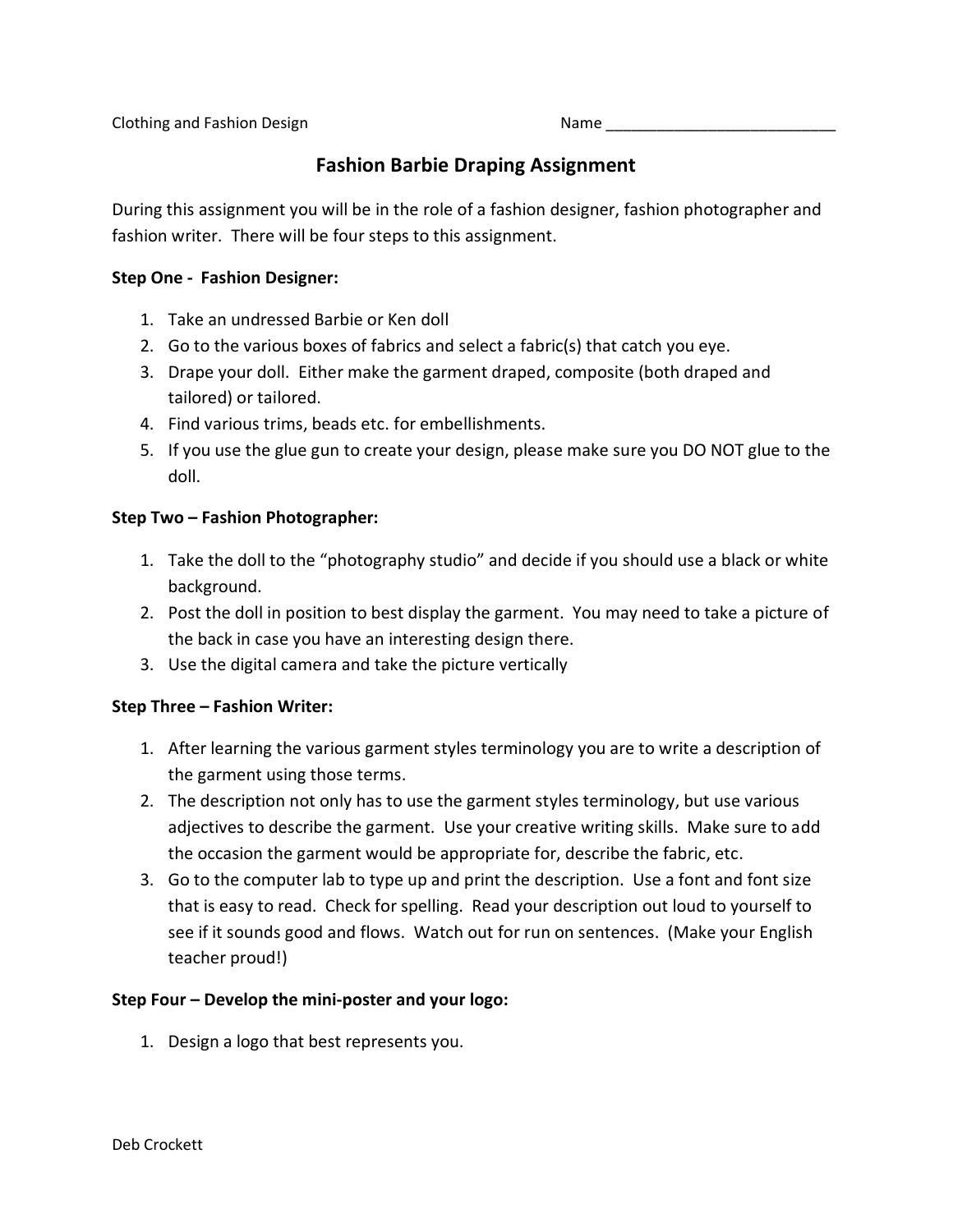Clothing and Fashion Design Name ___________________________

# Fashion Barbie Draping Assignment

During this assignment you will be in the role of a fashion designer, fashion photographer and fashion writer. There will be four steps to this assignment.

**Step One - Fashion Designer:**

1. Take an undressed Barbie or Ken doll
2. Go to the various boxes of fabrics and select a fabric(s) that catch you eye.
3. Drape your doll. Either make the garment draped, composite (both draped and tailored) or tailored.
4. Find various trims, beads etc. for embellishments.
5. If you use the glue gun to create your design, please make sure you DO NOT glue to the doll.

**Step Two – Fashion Photographer:**

1. Take the doll to the "photography studio" and decide if you should use a black or white background.
2. Post the doll in position to best display the garment. You may need to take a picture of the back in case you have an interesting design there.
3. Use the digital camera and take the picture vertically

**Step Three – Fashion Writer:**

1. After learning the various garment styles terminology you are to write a description of the garment using those terms.
2. The description not only has to use the garment styles terminology, but use various adjectives to describe the garment. Use your creative writing skills. Make sure to add the occasion the garment would be appropriate for, describe the fabric, etc.
3. Go to the computer lab to type up and print the description. Use a font and font size that is easy to read. Check for spelling. Read your description out loud to yourself to see if it sounds good and flows. Watch out for run on sentences. (Make your English teacher proud!)

**Step Four – Develop the mini-poster and your logo:**

1. Design a logo that best represents you.

Deb Crockett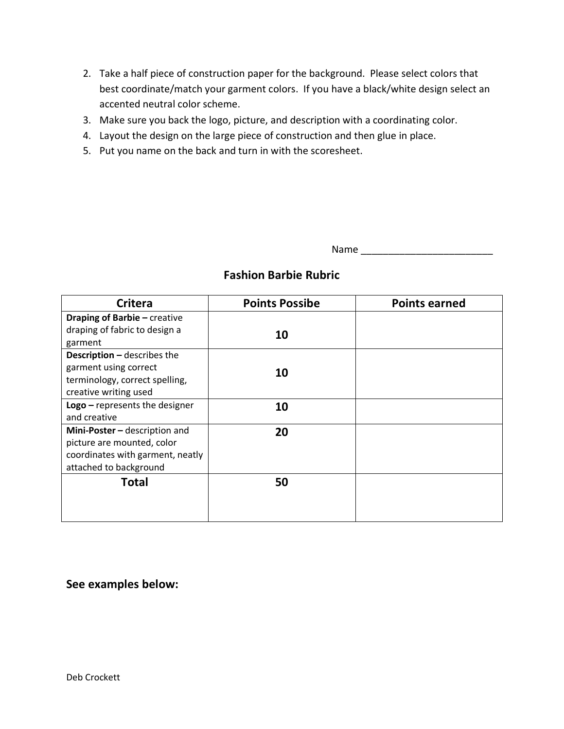2. Take a half piece of construction paper for the background. Please select colors that best coordinate/match your garment colors. If you have a black/white design select an accented neutral color scheme.
3. Make sure you back the logo, picture, and description with a coordinating color.
4. Layout the design on the large piece of construction and then glue in place.
5. Put you name on the back and turn in with the scoresheet.

Name _________________________

## Fashion Barbie Rubric

| Critera | Points Possibe | Points earned |
|---|---|---|
| **Draping of Barbie –** creative draping of fabric to design a garment | **10** | |
| **Description –** describes the garment using correct terminology, correct spelling, creative writing used | **10** | |
| **Logo –** represents the designer and creative | **10** | |
| **Mini-Poster –** description and picture are mounted, color coordinates with garment, neatly attached to background | **20** | |
| **Total** | **50** | |

**See examples below:**

Deb Crockett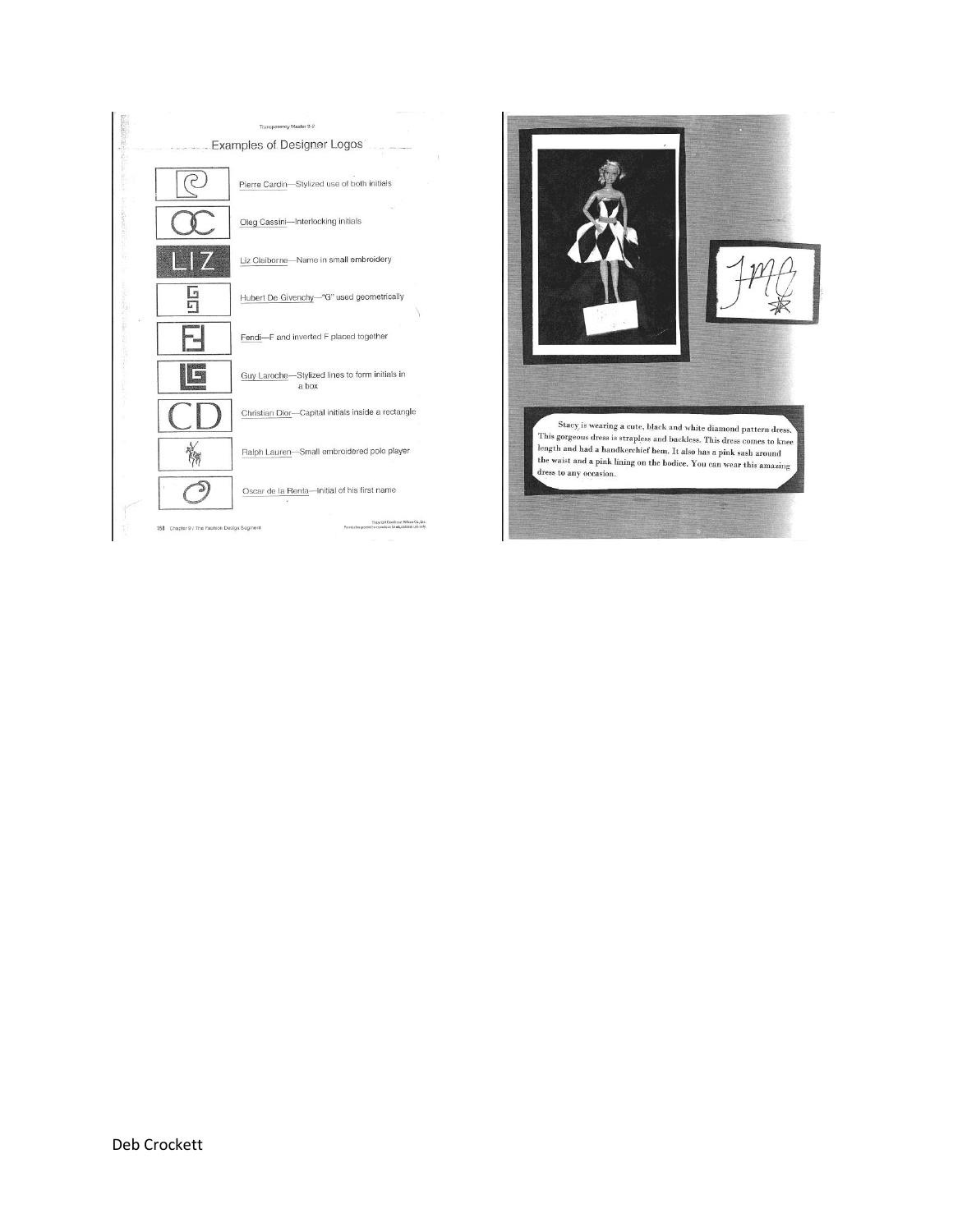Transparency Master 9-2

## Examples of Designer Logos

Pierre Cardin—Stylized use of both initials

Oleg Cassini—Interlocking initials

Liz Claiborne—Name in small embroidery

Hubert De Givenchy—"G" used geometrically

Fendi—F and inverted F placed together

Guy Laroche—Stylized lines to form initials in a box

Christian Dior—Capital initials inside a rectangle

Ralph Lauren—Small embroidered polo player

Oscar de la Renta—Initial of his first name

158 Chapter 9 / The Fashion Design Segment

Stacy is wearing a cute, black and white diamond pattern dress. This gorgeous dress is strapless and backless. This dress comes to knee length and had a handkerchief hem. It also has a pink sash around the waist and a pink lining on the bodice. You can wear this amazing dress to any occasion.

Deb Crockett